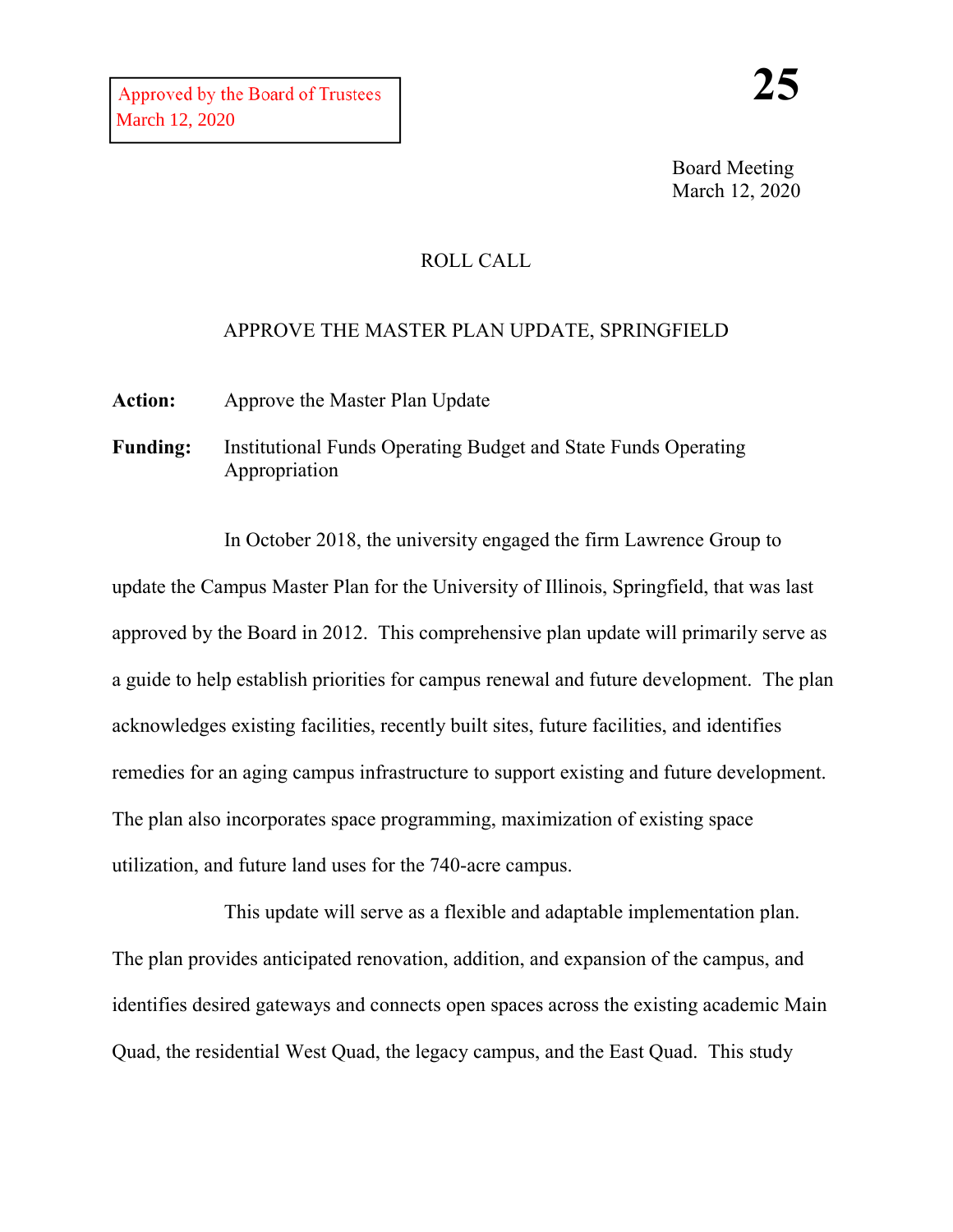Approved by the Board of Trustees
March 12, 2020

**25**

Board Meeting
March 12, 2020

ROLL CALL

APPROVE THE MASTER PLAN UPDATE, SPRINGFIELD

**Action:** Approve the Master Plan Update

**Funding:** Institutional Funds Operating Budget and State Funds Operating Appropriation

In October 2018, the university engaged the firm Lawrence Group to update the Campus Master Plan for the University of Illinois, Springfield, that was last approved by the Board in 2012. This comprehensive plan update will primarily serve as a guide to help establish priorities for campus renewal and future development. The plan acknowledges existing facilities, recently built sites, future facilities, and identifies remedies for an aging campus infrastructure to support existing and future development. The plan also incorporates space programming, maximization of existing space utilization, and future land uses for the 740-acre campus.

This update will serve as a flexible and adaptable implementation plan. The plan provides anticipated renovation, addition, and expansion of the campus, and identifies desired gateways and connects open spaces across the existing academic Main Quad, the residential West Quad, the legacy campus, and the East Quad. This study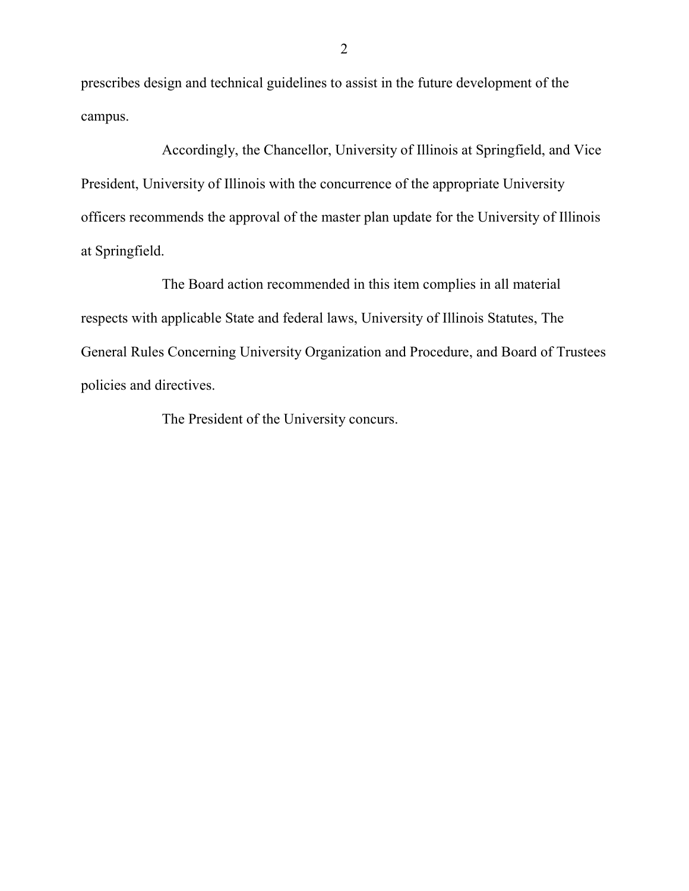prescribes design and technical guidelines to assist in the future development of the campus.

Accordingly, the Chancellor, University of Illinois at Springfield, and Vice President, University of Illinois with the concurrence of the appropriate University officers recommends the approval of the master plan update for the University of Illinois at Springfield.

The Board action recommended in this item complies in all material respects with applicable State and federal laws, University of Illinois Statutes, The General Rules Concerning University Organization and Procedure, and Board of Trustees policies and directives.

The President of the University concurs.